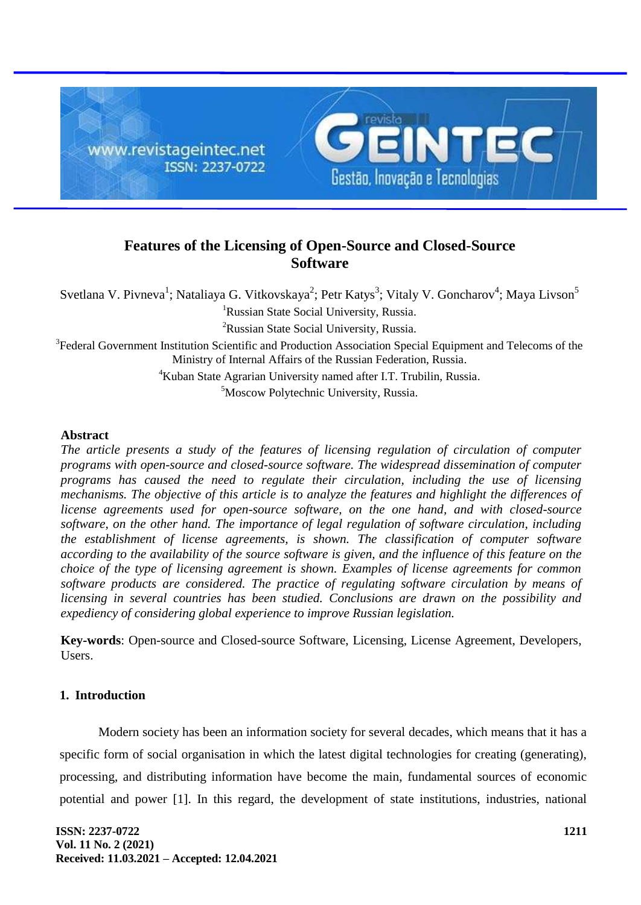# Features of the Licensing of Open-Source and Closed-Source Software

Svetlana V. Pivneva[1]; Nataliaya G. Vitkovskaya[2]; Petr Katys[3]; Vitaly V. Goncharov[4]; Maya Livson[5]

[1]Russian State Social University, Russia.

[2]Russian State Social University, Russia.

[3]Federal Government Institution Scientific and Production Association Special Equipment and Telecoms of the Ministry of Internal Affairs of the Russian Federation, Russia.

[4]Kuban State Agrarian University named after I.T. Trubilin, Russia.

[5]Moscow Polytechnic University, Russia.

## Abstract

*The article presents a study of the features of licensing regulation of circulation of computer programs with open-source and closed-source software. The widespread dissemination of computer programs has caused the need to regulate their circulation, including the use of licensing mechanisms. The objective of this article is to analyze the features and highlight the differences of license agreements used for open-source software, on the one hand, and with closed-source software, on the other hand. The importance of legal regulation of software circulation, including the establishment of license agreements, is shown. The classification of computer software according to the availability of the source software is given, and the influence of this feature on the choice of the type of licensing agreement is shown. Examples of license agreements for common software products are considered. The practice of regulating software circulation by means of licensing in several countries has been studied. Conclusions are drawn on the possibility and expediency of considering global experience to improve Russian legislation.*

**Key-words**: Open-source and Closed-source Software, Licensing, License Agreement, Developers, Users.

## 1. Introduction

Modern society has been an information society for several decades, which means that it has a specific form of social organisation in which the latest digital technologies for creating (generating), processing, and distributing information have become the main, fundamental sources of economic potential and power [1]. In this regard, the development of state institutions, industries, national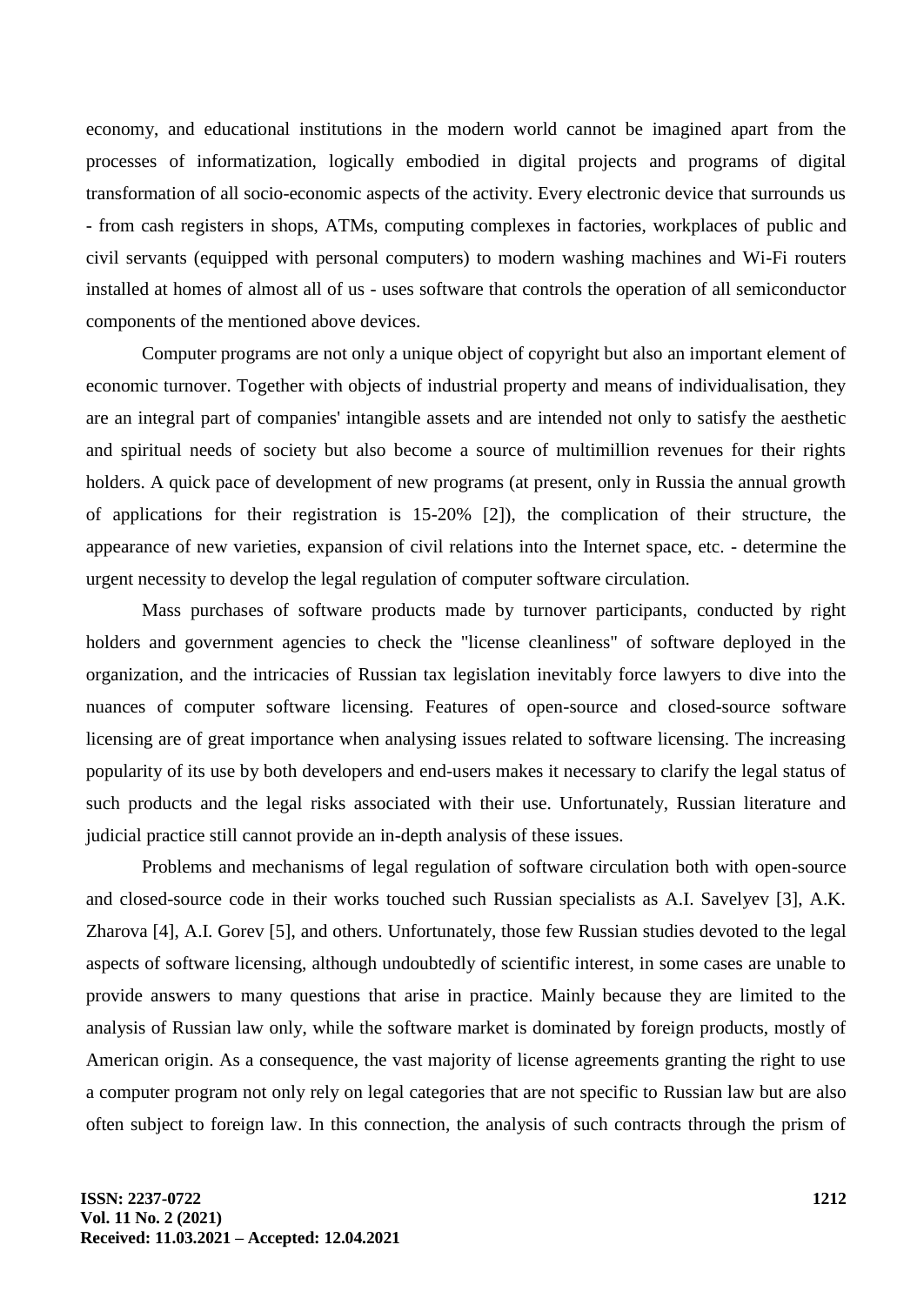economy, and educational institutions in the modern world cannot be imagined apart from the processes of informatization, logically embodied in digital projects and programs of digital transformation of all socio-economic aspects of the activity. Every electronic device that surrounds us - from cash registers in shops, ATMs, computing complexes in factories, workplaces of public and civil servants (equipped with personal computers) to modern washing machines and Wi-Fi routers installed at homes of almost all of us - uses software that controls the operation of all semiconductor components of the mentioned above devices.

Computer programs are not only a unique object of copyright but also an important element of economic turnover. Together with objects of industrial property and means of individualisation, they are an integral part of companies' intangible assets and are intended not only to satisfy the aesthetic and spiritual needs of society but also become a source of multimillion revenues for their rights holders. A quick pace of development of new programs (at present, only in Russia the annual growth of applications for their registration is 15-20% [2]), the complication of their structure, the appearance of new varieties, expansion of civil relations into the Internet space, etc. - determine the urgent necessity to develop the legal regulation of computer software circulation.

Mass purchases of software products made by turnover participants, conducted by right holders and government agencies to check the "license cleanliness" of software deployed in the organization, and the intricacies of Russian tax legislation inevitably force lawyers to dive into the nuances of computer software licensing. Features of open-source and closed-source software licensing are of great importance when analysing issues related to software licensing. The increasing popularity of its use by both developers and end-users makes it necessary to clarify the legal status of such products and the legal risks associated with their use. Unfortunately, Russian literature and judicial practice still cannot provide an in-depth analysis of these issues.

Problems and mechanisms of legal regulation of software circulation both with open-source and closed-source code in their works touched such Russian specialists as A.I. Savelyev [3], A.K. Zharova [4], A.I. Gorev [5], and others. Unfortunately, those few Russian studies devoted to the legal aspects of software licensing, although undoubtedly of scientific interest, in some cases are unable to provide answers to many questions that arise in practice. Mainly because they are limited to the analysis of Russian law only, while the software market is dominated by foreign products, mostly of American origin. As a consequence, the vast majority of license agreements granting the right to use a computer program not only rely on legal categories that are not specific to Russian law but are also often subject to foreign law. In this connection, the analysis of such contracts through the prism of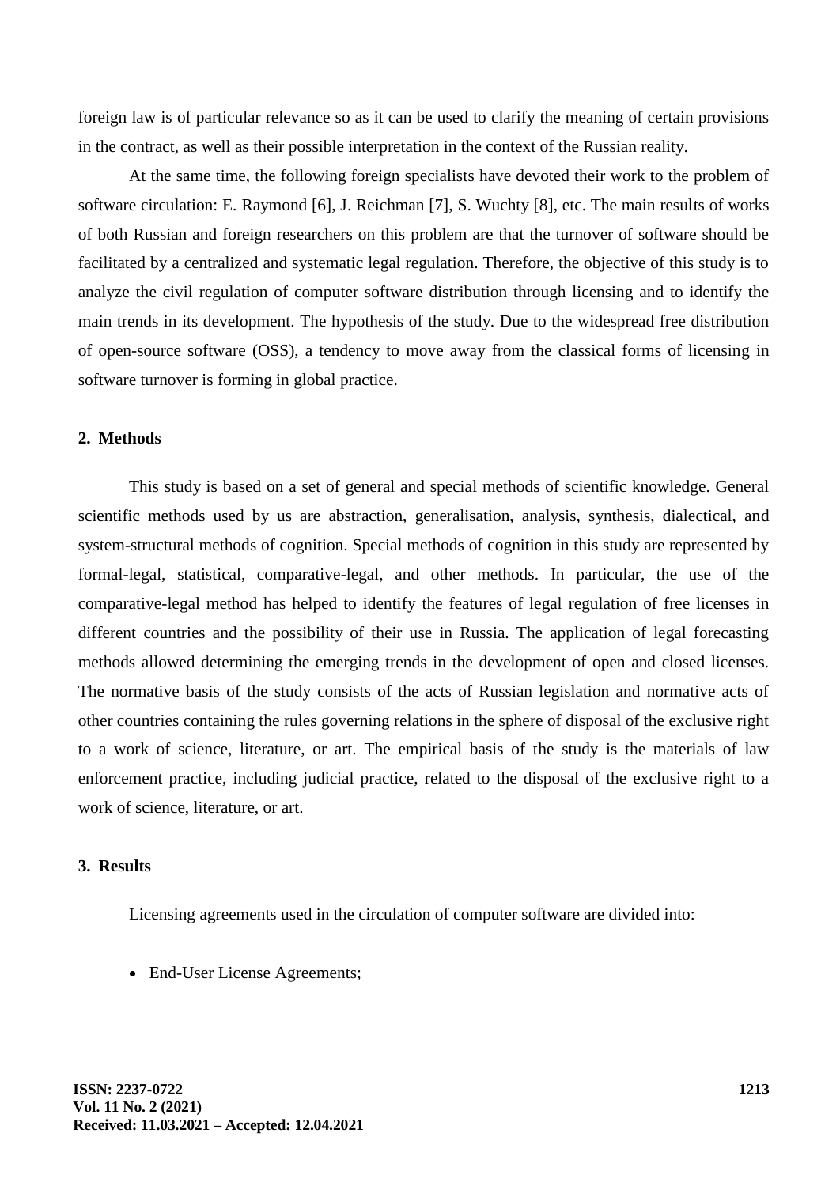foreign law is of particular relevance so as it can be used to clarify the meaning of certain provisions in the contract, as well as their possible interpretation in the context of the Russian reality.

At the same time, the following foreign specialists have devoted their work to the problem of software circulation: E. Raymond [6], J. Reichman [7], S. Wuchty [8], etc. The main results of works of both Russian and foreign researchers on this problem are that the turnover of software should be facilitated by a centralized and systematic legal regulation. Therefore, the objective of this study is to analyze the civil regulation of computer software distribution through licensing and to identify the main trends in its development. The hypothesis of the study. Due to the widespread free distribution of open-source software (OSS), a tendency to move away from the classical forms of licensing in software turnover is forming in global practice.

## 2. Methods

This study is based on a set of general and special methods of scientific knowledge. General scientific methods used by us are abstraction, generalisation, analysis, synthesis, dialectical, and system-structural methods of cognition. Special methods of cognition in this study are represented by formal-legal, statistical, comparative-legal, and other methods. In particular, the use of the comparative-legal method has helped to identify the features of legal regulation of free licenses in different countries and the possibility of their use in Russia. The application of legal forecasting methods allowed determining the emerging trends in the development of open and closed licenses. The normative basis of the study consists of the acts of Russian legislation and normative acts of other countries containing the rules governing relations in the sphere of disposal of the exclusive right to a work of science, literature, or art. The empirical basis of the study is the materials of law enforcement practice, including judicial practice, related to the disposal of the exclusive right to a work of science, literature, or art.

## 3. Results

Licensing agreements used in the circulation of computer software are divided into:

- End-User License Agreements;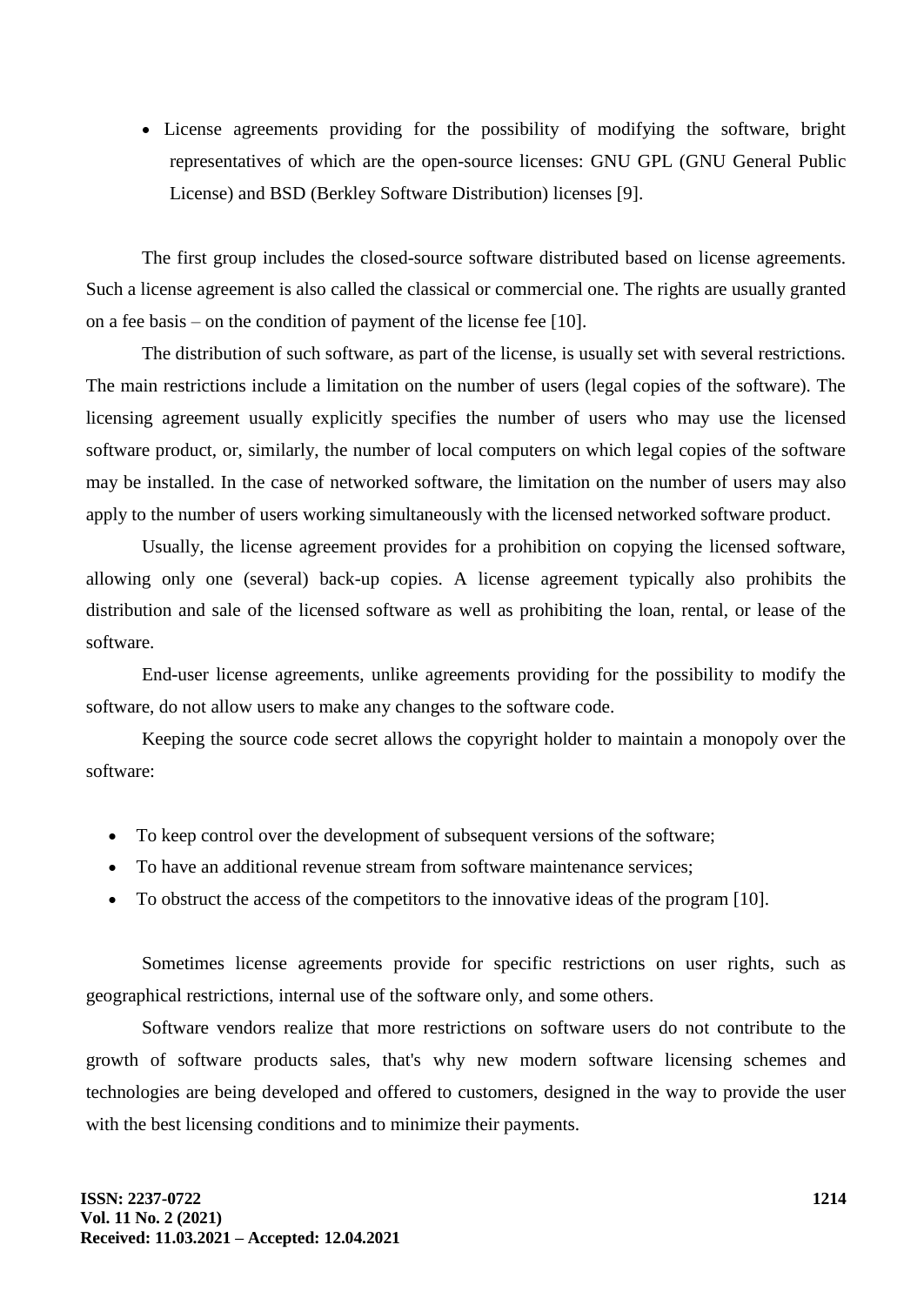- License agreements providing for the possibility of modifying the software, bright representatives of which are the open-source licenses: GNU GPL (GNU General Public License) and BSD (Berkley Software Distribution) licenses [9].

The first group includes the closed-source software distributed based on license agreements. Such a license agreement is also called the classical or commercial one. The rights are usually granted on a fee basis – on the condition of payment of the license fee [10].

The distribution of such software, as part of the license, is usually set with several restrictions. The main restrictions include a limitation on the number of users (legal copies of the software). The licensing agreement usually explicitly specifies the number of users who may use the licensed software product, or, similarly, the number of local computers on which legal copies of the software may be installed. In the case of networked software, the limitation on the number of users may also apply to the number of users working simultaneously with the licensed networked software product.

Usually, the license agreement provides for a prohibition on copying the licensed software, allowing only one (several) back-up copies. A license agreement typically also prohibits the distribution and sale of the licensed software as well as prohibiting the loan, rental, or lease of the software.

End-user license agreements, unlike agreements providing for the possibility to modify the software, do not allow users to make any changes to the software code.

Keeping the source code secret allows the copyright holder to maintain a monopoly over the software:

- To keep control over the development of subsequent versions of the software;
- To have an additional revenue stream from software maintenance services;
- To obstruct the access of the competitors to the innovative ideas of the program [10].

Sometimes license agreements provide for specific restrictions on user rights, such as geographical restrictions, internal use of the software only, and some others.

Software vendors realize that more restrictions on software users do not contribute to the growth of software products sales, that's why new modern software licensing schemes and technologies are being developed and offered to customers, designed in the way to provide the user with the best licensing conditions and to minimize their payments.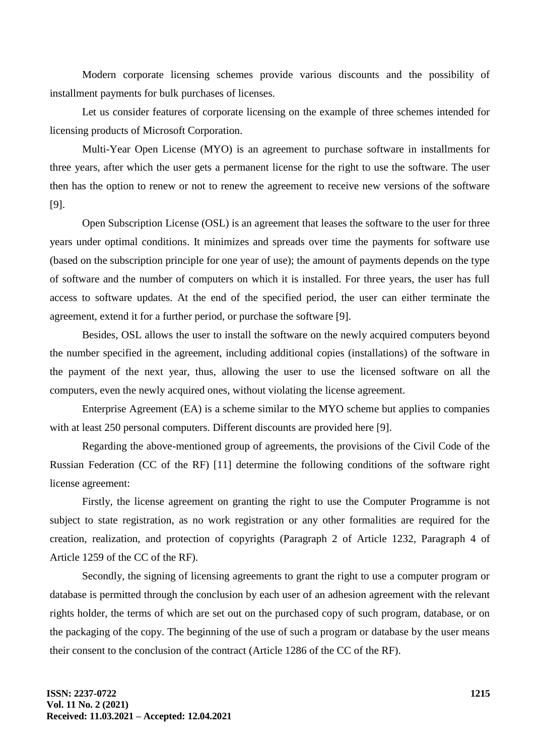Modern corporate licensing schemes provide various discounts and the possibility of installment payments for bulk purchases of licenses.

Let us consider features of corporate licensing on the example of three schemes intended for licensing products of Microsoft Corporation.

Multi-Year Open License (MYO) is an agreement to purchase software in installments for three years, after which the user gets a permanent license for the right to use the software. The user then has the option to renew or not to renew the agreement to receive new versions of the software [9].

Open Subscription License (OSL) is an agreement that leases the software to the user for three years under optimal conditions. It minimizes and spreads over time the payments for software use (based on the subscription principle for one year of use); the amount of payments depends on the type of software and the number of computers on which it is installed. For three years, the user has full access to software updates. At the end of the specified period, the user can either terminate the agreement, extend it for a further period, or purchase the software [9].

Besides, OSL allows the user to install the software on the newly acquired computers beyond the number specified in the agreement, including additional copies (installations) of the software in the payment of the next year, thus, allowing the user to use the licensed software on all the computers, even the newly acquired ones, without violating the license agreement.

Enterprise Agreement (EA) is a scheme similar to the MYO scheme but applies to companies with at least 250 personal computers. Different discounts are provided here [9].

Regarding the above-mentioned group of agreements, the provisions of the Civil Code of the Russian Federation (CC of the RF) [11] determine the following conditions of the software right license agreement:

Firstly, the license agreement on granting the right to use the Computer Programme is not subject to state registration, as no work registration or any other formalities are required for the creation, realization, and protection of copyrights (Paragraph 2 of Article 1232, Paragraph 4 of Article 1259 of the CC of the RF).

Secondly, the signing of licensing agreements to grant the right to use a computer program or database is permitted through the conclusion by each user of an adhesion agreement with the relevant rights holder, the terms of which are set out on the purchased copy of such program, database, or on the packaging of the copy. The beginning of the use of such a program or database by the user means their consent to the conclusion of the contract (Article 1286 of the CC of the RF).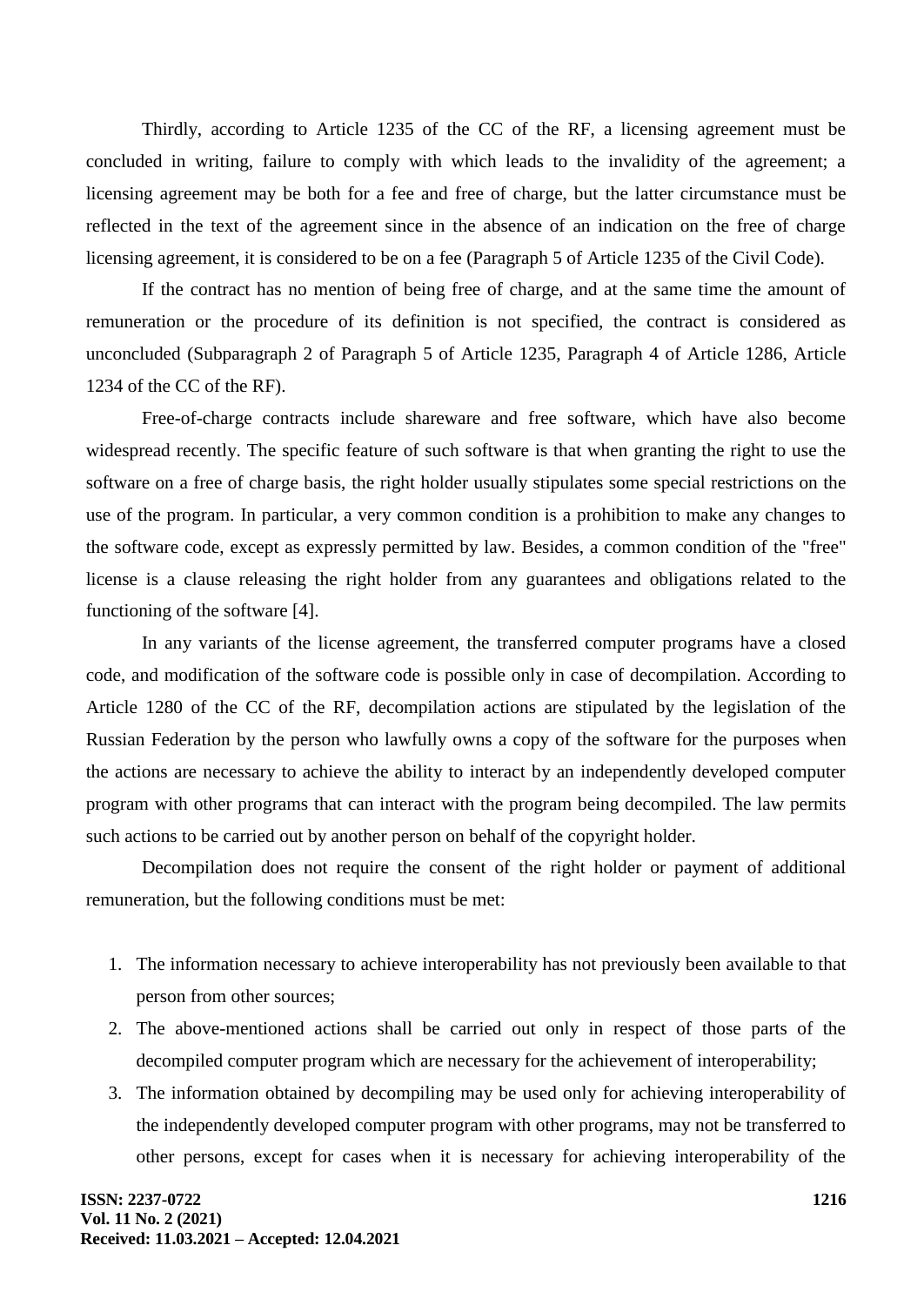Thirdly, according to Article 1235 of the CC of the RF, a licensing agreement must be concluded in writing, failure to comply with which leads to the invalidity of the agreement; a licensing agreement may be both for a fee and free of charge, but the latter circumstance must be reflected in the text of the agreement since in the absence of an indication on the free of charge licensing agreement, it is considered to be on a fee (Paragraph 5 of Article 1235 of the Civil Code).

If the contract has no mention of being free of charge, and at the same time the amount of remuneration or the procedure of its definition is not specified, the contract is considered as unconcluded (Subparagraph 2 of Paragraph 5 of Article 1235, Paragraph 4 of Article 1286, Article 1234 of the CC of the RF).

Free-of-charge contracts include shareware and free software, which have also become widespread recently. The specific feature of such software is that when granting the right to use the software on a free of charge basis, the right holder usually stipulates some special restrictions on the use of the program. In particular, a very common condition is a prohibition to make any changes to the software code, except as expressly permitted by law. Besides, a common condition of the "free" license is a clause releasing the right holder from any guarantees and obligations related to the functioning of the software [4].

In any variants of the license agreement, the transferred computer programs have a closed code, and modification of the software code is possible only in case of decompilation. According to Article 1280 of the CC of the RF, decompilation actions are stipulated by the legislation of the Russian Federation by the person who lawfully owns a copy of the software for the purposes when the actions are necessary to achieve the ability to interact by an independently developed computer program with other programs that can interact with the program being decompiled. The law permits such actions to be carried out by another person on behalf of the copyright holder.

Decompilation does not require the consent of the right holder or payment of additional remuneration, but the following conditions must be met:

1. The information necessary to achieve interoperability has not previously been available to that person from other sources;
2. The above-mentioned actions shall be carried out only in respect of those parts of the decompiled computer program which are necessary for the achievement of interoperability;
3. The information obtained by decompiling may be used only for achieving interoperability of the independently developed computer program with other programs, may not be transferred to other persons, except for cases when it is necessary for achieving interoperability of the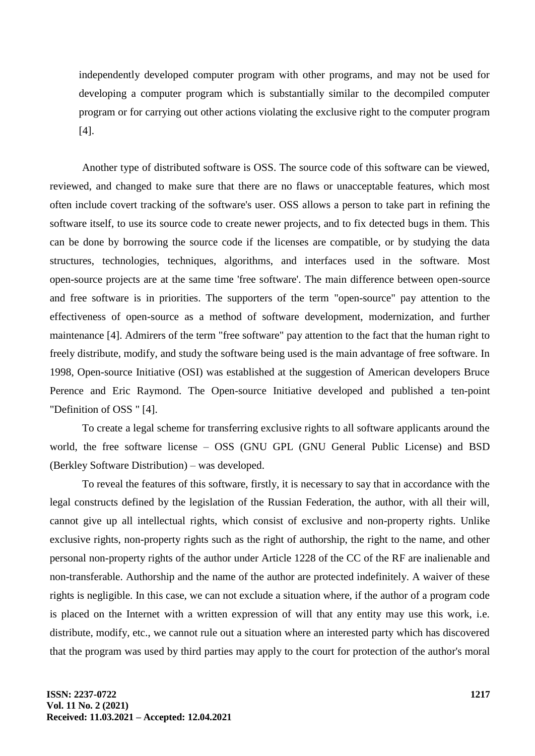independently developed computer program with other programs, and may not be used for developing a computer program which is substantially similar to the decompiled computer program or for carrying out other actions violating the exclusive right to the computer program [4].

Another type of distributed software is OSS. The source code of this software can be viewed, reviewed, and changed to make sure that there are no flaws or unacceptable features, which most often include covert tracking of the software's user. OSS allows a person to take part in refining the software itself, to use its source code to create newer projects, and to fix detected bugs in them. This can be done by borrowing the source code if the licenses are compatible, or by studying the data structures, technologies, techniques, algorithms, and interfaces used in the software. Most open-source projects are at the same time 'free software'. The main difference between open-source and free software is in priorities. The supporters of the term "open-source" pay attention to the effectiveness of open-source as a method of software development, modernization, and further maintenance [4]. Admirers of the term "free software" pay attention to the fact that the human right to freely distribute, modify, and study the software being used is the main advantage of free software. In 1998, Open-source Initiative (OSI) was established at the suggestion of American developers Bruce Perence and Eric Raymond. The Open-source Initiative developed and published a ten-point "Definition of OSS " [4].

To create a legal scheme for transferring exclusive rights to all software applicants around the world, the free software license – OSS (GNU GPL (GNU General Public License) and BSD (Berkley Software Distribution) – was developed.

To reveal the features of this software, firstly, it is necessary to say that in accordance with the legal constructs defined by the legislation of the Russian Federation, the author, with all their will, cannot give up all intellectual rights, which consist of exclusive and non-property rights. Unlike exclusive rights, non-property rights such as the right of authorship, the right to the name, and other personal non-property rights of the author under Article 1228 of the CC of the RF are inalienable and non-transferable. Authorship and the name of the author are protected indefinitely. A waiver of these rights is negligible. In this case, we can not exclude a situation where, if the author of a program code is placed on the Internet with a written expression of will that any entity may use this work, i.e. distribute, modify, etc., we cannot rule out a situation where an interested party which has discovered that the program was used by third parties may apply to the court for protection of the author's moral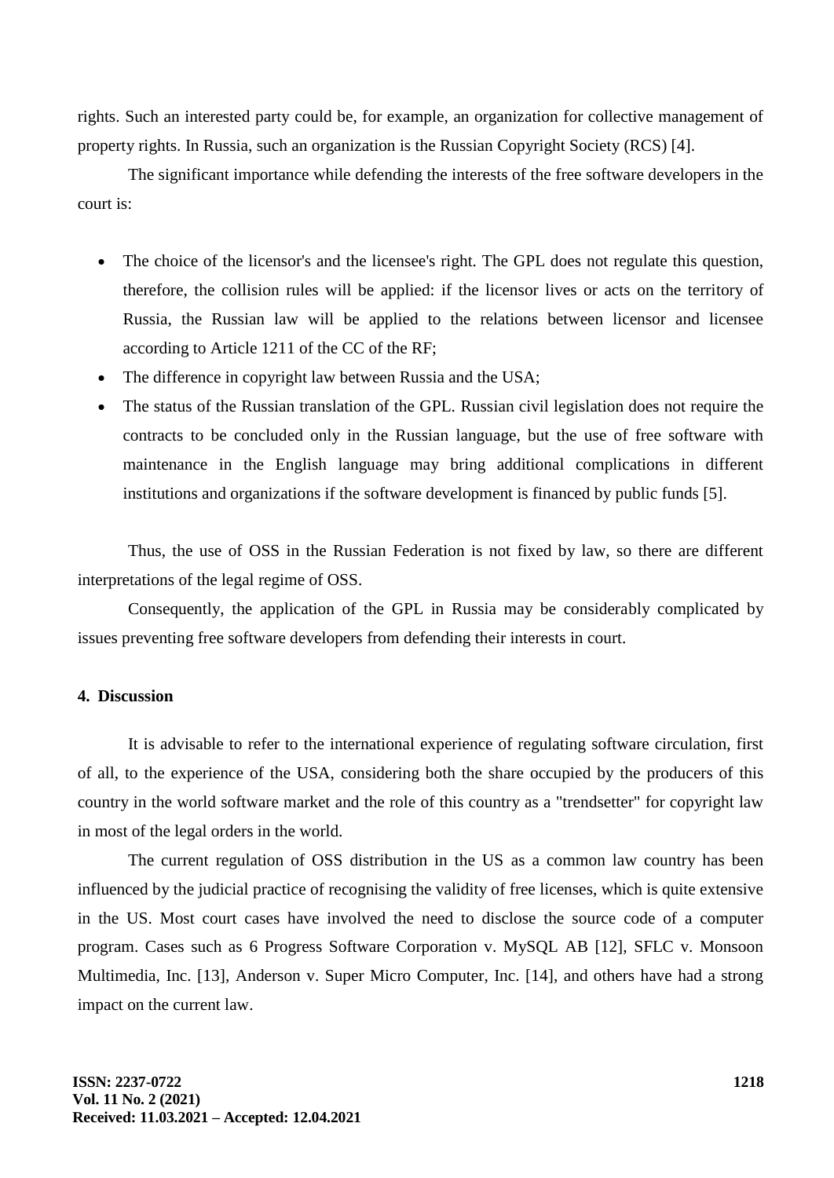rights. Such an interested party could be, for example, an organization for collective management of property rights. In Russia, such an organization is the Russian Copyright Society (RCS) [4].

The significant importance while defending the interests of the free software developers in the court is:

- The choice of the licensor's and the licensee's right. The GPL does not regulate this question, therefore, the collision rules will be applied: if the licensor lives or acts on the territory of Russia, the Russian law will be applied to the relations between licensor and licensee according to Article 1211 of the CC of the RF;
- The difference in copyright law between Russia and the USA;
- The status of the Russian translation of the GPL. Russian civil legislation does not require the contracts to be concluded only in the Russian language, but the use of free software with maintenance in the English language may bring additional complications in different institutions and organizations if the software development is financed by public funds [5].

Thus, the use of OSS in the Russian Federation is not fixed by law, so there are different interpretations of the legal regime of OSS.

Consequently, the application of the GPL in Russia may be considerably complicated by issues preventing free software developers from defending their interests in court.

## 4. Discussion

It is advisable to refer to the international experience of regulating software circulation, first of all, to the experience of the USA, considering both the share occupied by the producers of this country in the world software market and the role of this country as a "trendsetter" for copyright law in most of the legal orders in the world.

The current regulation of OSS distribution in the US as a common law country has been influenced by the judicial practice of recognising the validity of free licenses, which is quite extensive in the US. Most court cases have involved the need to disclose the source code of a computer program. Cases such as 6 Progress Software Corporation v. MySQL AB [12], SFLC v. Monsoon Multimedia, Inc. [13], Anderson v. Super Micro Computer, Inc. [14], and others have had a strong impact on the current law.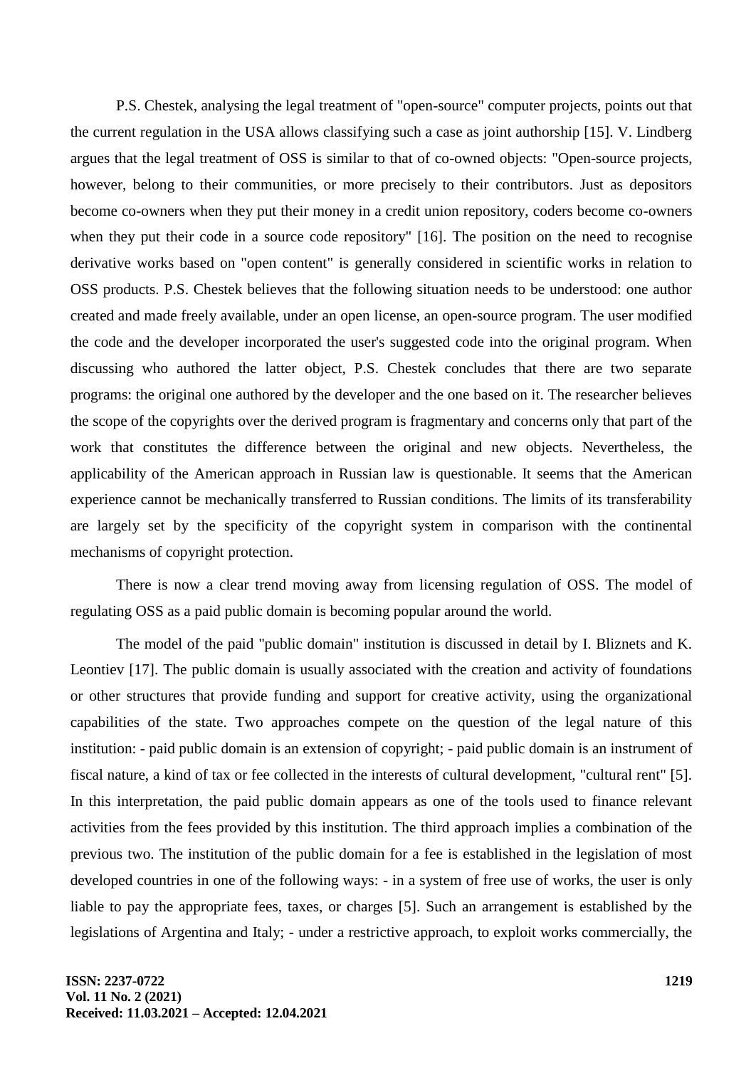P.S. Chestek, analysing the legal treatment of "open-source" computer projects, points out that the current regulation in the USA allows classifying such a case as joint authorship [15]. V. Lindberg argues that the legal treatment of OSS is similar to that of co-owned objects: "Open-source projects, however, belong to their communities, or more precisely to their contributors. Just as depositors become co-owners when they put their money in a credit union repository, coders become co-owners when they put their code in a source code repository" [16]. The position on the need to recognise derivative works based on "open content" is generally considered in scientific works in relation to OSS products. P.S. Chestek believes that the following situation needs to be understood: one author created and made freely available, under an open license, an open-source program. The user modified the code and the developer incorporated the user's suggested code into the original program. When discussing who authored the latter object, P.S. Chestek concludes that there are two separate programs: the original one authored by the developer and the one based on it. The researcher believes the scope of the copyrights over the derived program is fragmentary and concerns only that part of the work that constitutes the difference between the original and new objects. Nevertheless, the applicability of the American approach in Russian law is questionable. It seems that the American experience cannot be mechanically transferred to Russian conditions. The limits of its transferability are largely set by the specificity of the copyright system in comparison with the continental mechanisms of copyright protection.

There is now a clear trend moving away from licensing regulation of OSS. The model of regulating OSS as a paid public domain is becoming popular around the world.

The model of the paid "public domain" institution is discussed in detail by I. Bliznets and K. Leontiev [17]. The public domain is usually associated with the creation and activity of foundations or other structures that provide funding and support for creative activity, using the organizational capabilities of the state. Two approaches compete on the question of the legal nature of this institution: - paid public domain is an extension of copyright; - paid public domain is an instrument of fiscal nature, a kind of tax or fee collected in the interests of cultural development, "cultural rent" [5]. In this interpretation, the paid public domain appears as one of the tools used to finance relevant activities from the fees provided by this institution. The third approach implies a combination of the previous two. The institution of the public domain for a fee is established in the legislation of most developed countries in one of the following ways: - in a system of free use of works, the user is only liable to pay the appropriate fees, taxes, or charges [5]. Such an arrangement is established by the legislations of Argentina and Italy; - under a restrictive approach, to exploit works commercially, the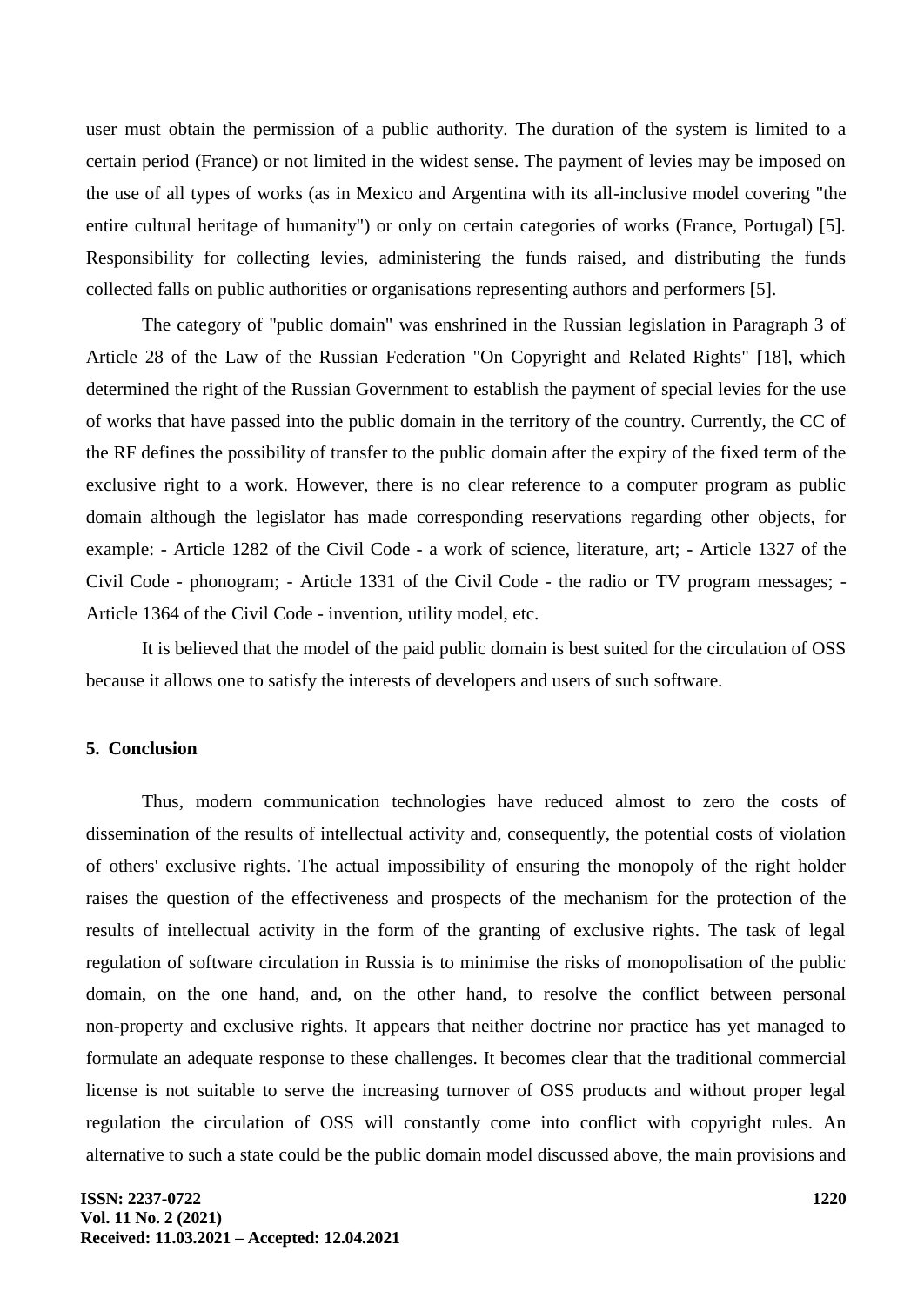user must obtain the permission of a public authority. The duration of the system is limited to a certain period (France) or not limited in the widest sense. The payment of levies may be imposed on the use of all types of works (as in Mexico and Argentina with its all-inclusive model covering "the entire cultural heritage of humanity") or only on certain categories of works (France, Portugal) [5]. Responsibility for collecting levies, administering the funds raised, and distributing the funds collected falls on public authorities or organisations representing authors and performers [5].

The category of "public domain" was enshrined in the Russian legislation in Paragraph 3 of Article 28 of the Law of the Russian Federation "On Copyright and Related Rights" [18], which determined the right of the Russian Government to establish the payment of special levies for the use of works that have passed into the public domain in the territory of the country. Currently, the CC of the RF defines the possibility of transfer to the public domain after the expiry of the fixed term of the exclusive right to a work. However, there is no clear reference to a computer program as public domain although the legislator has made corresponding reservations regarding other objects, for example: - Article 1282 of the Civil Code - a work of science, literature, art; - Article 1327 of the Civil Code - phonogram; - Article 1331 of the Civil Code - the radio or TV program messages; - Article 1364 of the Civil Code - invention, utility model, etc.

It is believed that the model of the paid public domain is best suited for the circulation of OSS because it allows one to satisfy the interests of developers and users of such software.

## 5. Conclusion

Thus, modern communication technologies have reduced almost to zero the costs of dissemination of the results of intellectual activity and, consequently, the potential costs of violation of others' exclusive rights. The actual impossibility of ensuring the monopoly of the right holder raises the question of the effectiveness and prospects of the mechanism for the protection of the results of intellectual activity in the form of the granting of exclusive rights. The task of legal regulation of software circulation in Russia is to minimise the risks of monopolisation of the public domain, on the one hand, and, on the other hand, to resolve the conflict between personal non-property and exclusive rights. It appears that neither doctrine nor practice has yet managed to formulate an adequate response to these challenges. It becomes clear that the traditional commercial license is not suitable to serve the increasing turnover of OSS products and without proper legal regulation the circulation of OSS will constantly come into conflict with copyright rules. An alternative to such a state could be the public domain model discussed above, the main provisions and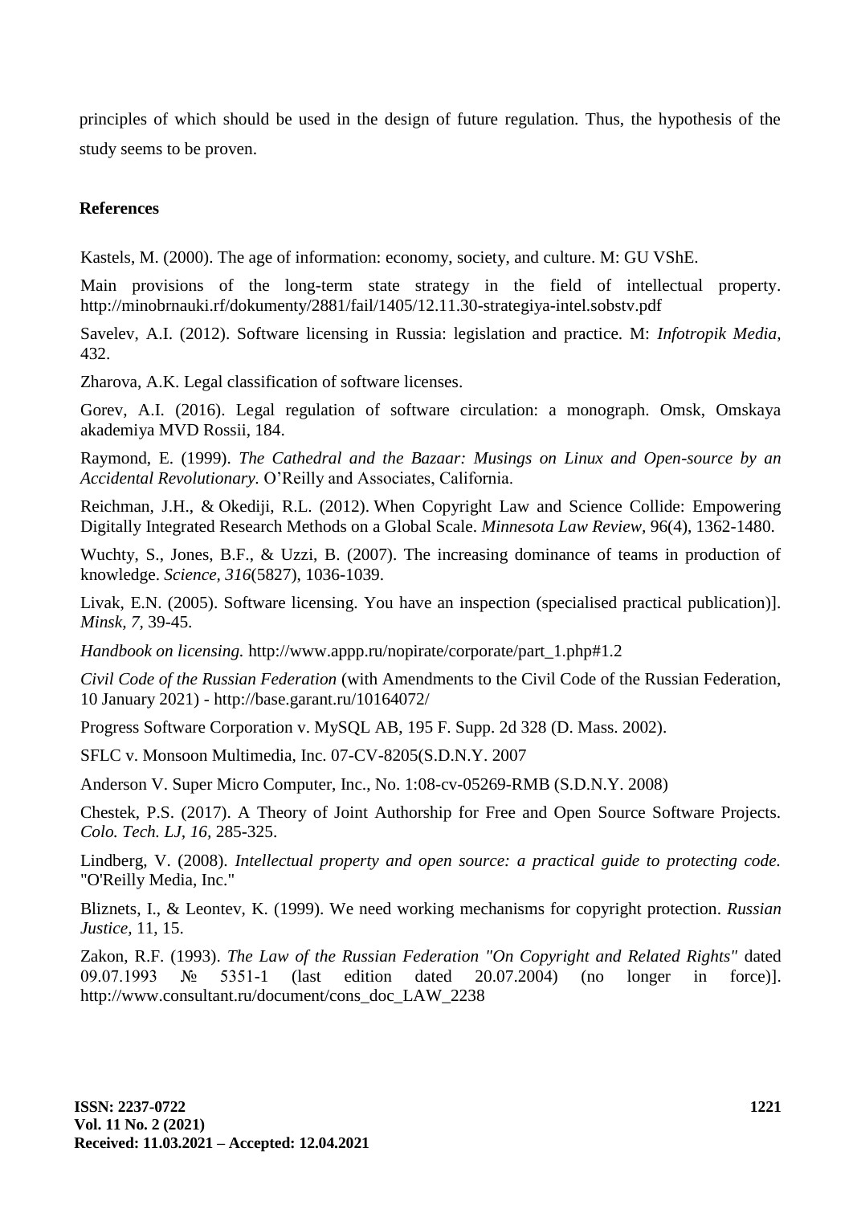principles of which should be used in the design of future regulation. Thus, the hypothesis of the study seems to be proven.

## References

Kastels, M. (2000). The age of information: economy, society, and culture. M: GU VShE.

Main provisions of the long-term state strategy in the field of intellectual property. http://minobrnauki.rf/dokumenty/2881/fail/1405/12.11.30-strategiya-intel.sobstv.pdf

Savelev, A.I. (2012). Software licensing in Russia: legislation and practice. M: *Infotropik Media,* 432.

Zharova, A.K. Legal classification of software licenses.

Gorev, A.I. (2016). Legal regulation of software circulation: a monograph. Omsk, Omskaya akademiya MVD Rossii, 184.

Raymond, E. (1999). *The Cathedral and the Bazaar: Musings on Linux and Open-source by an Accidental Revolutionary.* O'Reilly and Associates, California.

Reichman, J.H., & Okediji, R.L. (2012). When Copyright Law and Science Collide: Empowering Digitally Integrated Research Methods on a Global Scale. *Minnesota Law Review,* 96(4), 1362-1480.

Wuchty, S., Jones, B.F., & Uzzi, B. (2007). The increasing dominance of teams in production of knowledge. *Science, 316*(5827), 1036-1039.

Livak, E.N. (2005). Software licensing. You have an inspection (specialised practical publication)]. *Minsk, 7,* 39-45.

*Handbook on licensing.* http://www.appp.ru/nopirate/corporate/part_1.php#1.2

*Civil Code of the Russian Federation* (with Amendments to the Civil Code of the Russian Federation, 10 January 2021) - http://base.garant.ru/10164072/

Progress Software Corporation v. MySQL AB, 195 F. Supp. 2d 328 (D. Mass. 2002).

SFLC v. Monsoon Multimedia, Inc. 07-CV-8205(S.D.N.Y. 2007

Anderson V. Super Micro Computer, Inc., No. 1:08-cv-05269-RMB (S.D.N.Y. 2008)

Chestek, P.S. (2017). A Theory of Joint Authorship for Free and Open Source Software Projects. *Colo. Tech. LJ, 16,* 285-325.

Lindberg, V. (2008). *Intellectual property and open source: a practical guide to protecting code.* "O'Reilly Media, Inc."

Bliznets, I., & Leontev, K. (1999). We need working mechanisms for copyright protection. *Russian Justice,* 11, 15.

Zakon, R.F. (1993). *The Law of the Russian Federation "On Copyright and Related Rights"* dated 09.07.1993 № 5351-1 (last edition dated 20.07.2004) (no longer in force)]. http://www.consultant.ru/document/cons_doc_LAW_2238